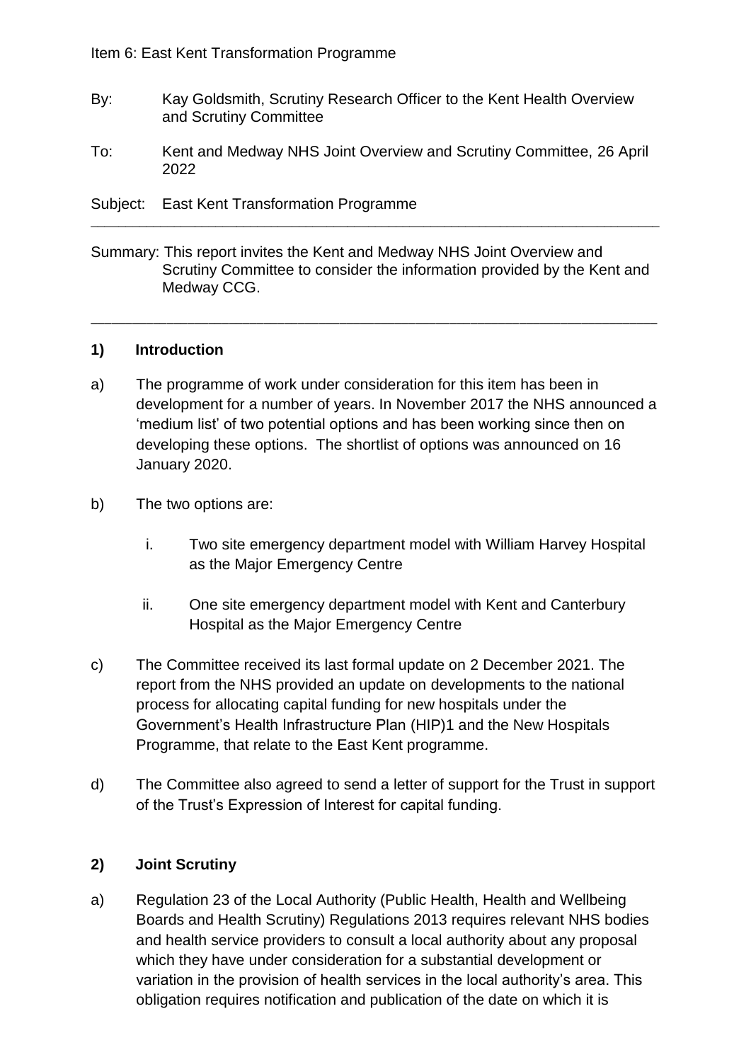Item 6: East Kent Transformation Programme

By: Kay Goldsmith, Scrutiny Research Officer to the Kent Health Overview and Scrutiny Committee

To: Kent and Medway NHS Joint Overview and Scrutiny Committee, 26 April 2022

Subject: East Kent Transformation Programme

---

Summary: This report invites the Kent and Medway NHS Joint Overview and Scrutiny Committee to consider the information provided by the Kent and Medway CCG.

---

## 1) Introduction

a) The programme of work under consideration for this item has been in development for a number of years. In November 2017 the NHS announced a 'medium list' of two potential options and has been working since then on developing these options. The shortlist of options was announced on 16 January 2020.

b) The two options are:

   i. Two site emergency department model with William Harvey Hospital as the Major Emergency Centre

   ii. One site emergency department model with Kent and Canterbury Hospital as the Major Emergency Centre

c) The Committee received its last formal update on 2 December 2021. The report from the NHS provided an update on developments to the national process for allocating capital funding for new hospitals under the Government's Health Infrastructure Plan (HIP)1 and the New Hospitals Programme, that relate to the East Kent programme.

d) The Committee also agreed to send a letter of support for the Trust in support of the Trust's Expression of Interest for capital funding.

## 2) Joint Scrutiny

a) Regulation 23 of the Local Authority (Public Health, Health and Wellbeing Boards and Health Scrutiny) Regulations 2013 requires relevant NHS bodies and health service providers to consult a local authority about any proposal which they have under consideration for a substantial development or variation in the provision of health services in the local authority's area. This obligation requires notification and publication of the date on which it is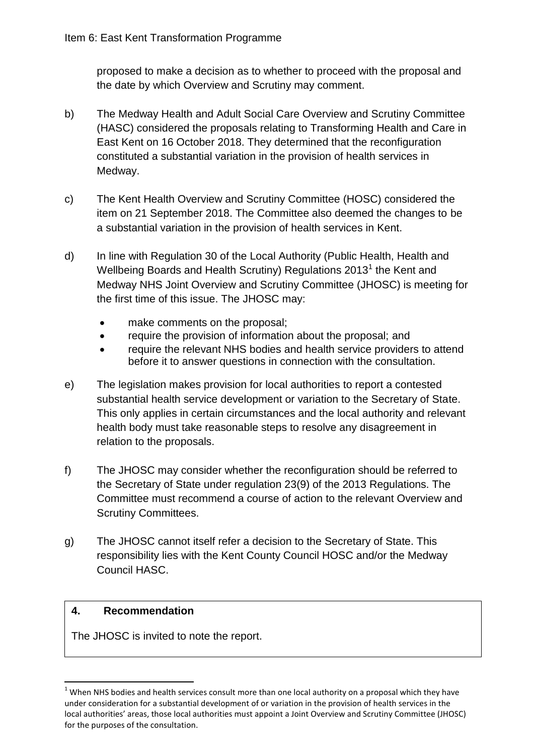proposed to make a decision as to whether to proceed with the proposal and the date by which Overview and Scrutiny may comment.

b) The Medway Health and Adult Social Care Overview and Scrutiny Committee (HASC) considered the proposals relating to Transforming Health and Care in East Kent on 16 October 2018. They determined that the reconfiguration constituted a substantial variation in the provision of health services in Medway.

c) The Kent Health Overview and Scrutiny Committee (HOSC) considered the item on 21 September 2018. The Committee also deemed the changes to be a substantial variation in the provision of health services in Kent.

d) In line with Regulation 30 of the Local Authority (Public Health, Health and Wellbeing Boards and Health Scrutiny) Regulations 2013[1] the Kent and Medway NHS Joint Overview and Scrutiny Committee (JHOSC) is meeting for the first time of this issue. The JHOSC may:

- make comments on the proposal;
- require the provision of information about the proposal; and
- require the relevant NHS bodies and health service providers to attend before it to answer questions in connection with the consultation.

e) The legislation makes provision for local authorities to report a contested substantial health service development or variation to the Secretary of State. This only applies in certain circumstances and the local authority and relevant health body must take reasonable steps to resolve any disagreement in relation to the proposals.

f) The JHOSC may consider whether the reconfiguration should be referred to the Secretary of State under regulation 23(9) of the 2013 Regulations. The Committee must recommend a course of action to the relevant Overview and Scrutiny Committees.

g) The JHOSC cannot itself refer a decision to the Secretary of State. This responsibility lies with the Kent County Council HOSC and/or the Medway Council HASC.

**4. Recommendation**

The JHOSC is invited to note the report.

[1] When NHS bodies and health services consult more than one local authority on a proposal which they have under consideration for a substantial development of or variation in the provision of health services in the local authorities' areas, those local authorities must appoint a Joint Overview and Scrutiny Committee (JHOSC) for the purposes of the consultation.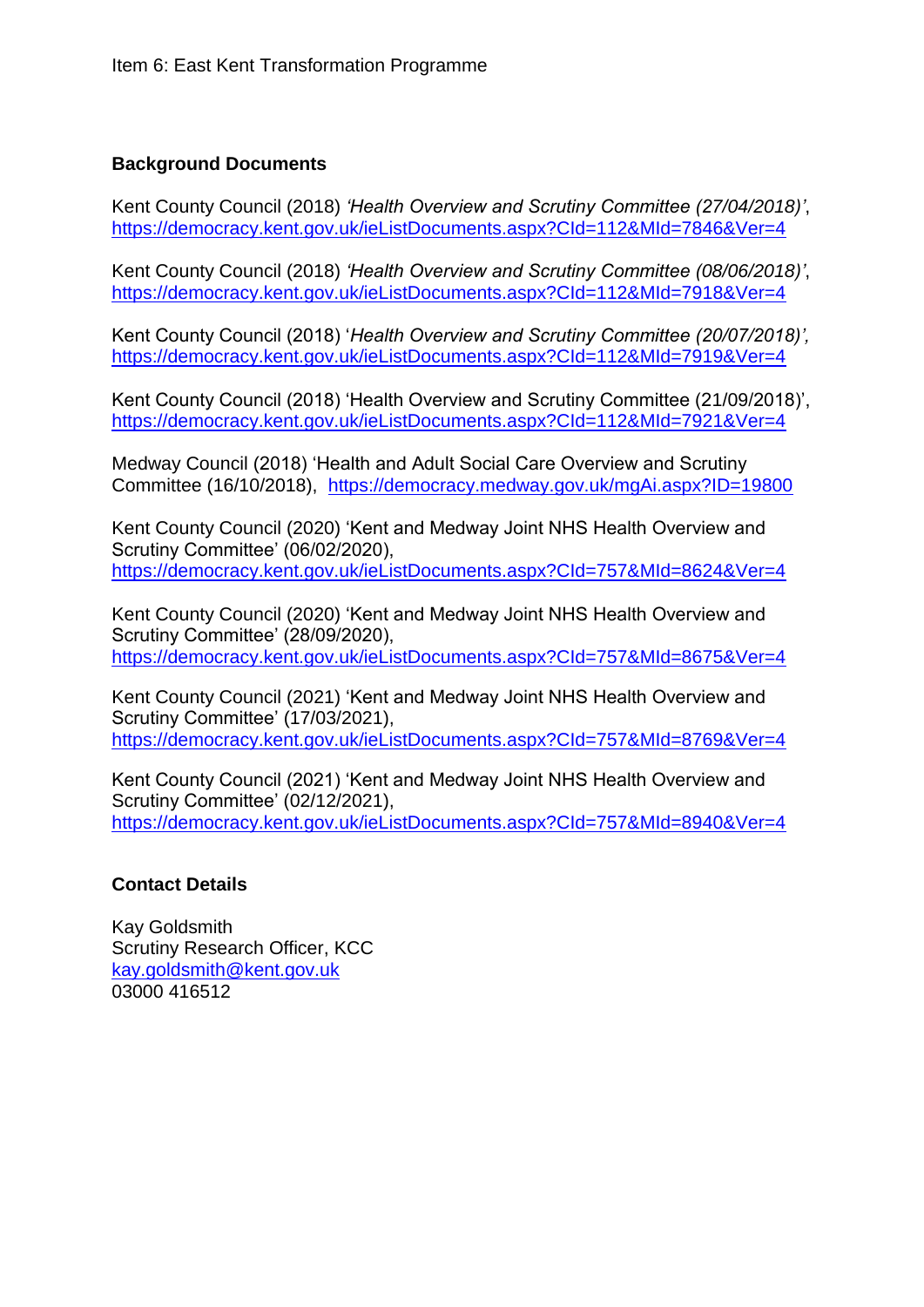Item 6: East Kent Transformation Programme

## Background Documents

Kent County Council (2018) *'Health Overview and Scrutiny Committee (27/04/2018)'*, https://democracy.kent.gov.uk/ieListDocuments.aspx?CId=112&MId=7846&Ver=4

Kent County Council (2018) *'Health Overview and Scrutiny Committee (08/06/2018)'*, https://democracy.kent.gov.uk/ieListDocuments.aspx?CId=112&MId=7918&Ver=4

Kent County Council (2018) '*Health Overview and Scrutiny Committee (20/07/2018)',* https://democracy.kent.gov.uk/ieListDocuments.aspx?CId=112&MId=7919&Ver=4

Kent County Council (2018) 'Health Overview and Scrutiny Committee (21/09/2018)', https://democracy.kent.gov.uk/ieListDocuments.aspx?CId=112&MId=7921&Ver=4

Medway Council (2018) 'Health and Adult Social Care Overview and Scrutiny Committee (16/10/2018), https://democracy.medway.gov.uk/mgAi.aspx?ID=19800

Kent County Council (2020) 'Kent and Medway Joint NHS Health Overview and Scrutiny Committee' (06/02/2020), https://democracy.kent.gov.uk/ieListDocuments.aspx?CId=757&MId=8624&Ver=4

Kent County Council (2020) 'Kent and Medway Joint NHS Health Overview and Scrutiny Committee' (28/09/2020), https://democracy.kent.gov.uk/ieListDocuments.aspx?CId=757&MId=8675&Ver=4

Kent County Council (2021) 'Kent and Medway Joint NHS Health Overview and Scrutiny Committee' (17/03/2021), https://democracy.kent.gov.uk/ieListDocuments.aspx?CId=757&MId=8769&Ver=4

Kent County Council (2021) 'Kent and Medway Joint NHS Health Overview and Scrutiny Committee' (02/12/2021), https://democracy.kent.gov.uk/ieListDocuments.aspx?CId=757&MId=8940&Ver=4

## Contact Details

Kay Goldsmith
Scrutiny Research Officer, KCC
kay.goldsmith@kent.gov.uk
03000 416512